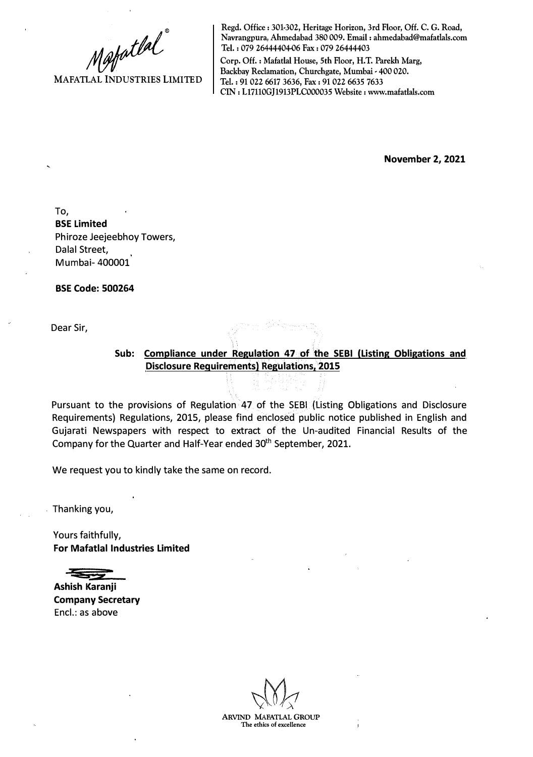MAFATLAL INDUSTRIES LIMITED

Regd. Office : 301-302, Heritage Horizon, 3rd Floor, Off. C. G. Road, Navrangpura, Ahmedabad 380 009. Email : ahmedabad@mafatlals.com
Tel. : 079 26444404-06 Fax : 079 26444403
Corp. Off. : Mafatlal House, 5th Floor, H.T. Parekh Marg, Backbay Reclamation, Churchgate, Mumbai - 400 020.
Tel. : 91 022 6617 3636, Fax : 91 022 6635 7633
CIN : L17110GJ1913PLC000035 Website : www.mafatlals.com

**November 2, 2021**

To,
**BSE Limited**
Phiroze Jeejeebhoy Towers,
Dalal Street,
Mumbai- 400001

**BSE Code: 500264**

Dear Sir,

**Sub: Compliance under Regulation 47 of the SEBI (Listing Obligations and Disclosure Requirements) Regulations, 2015**

Pursuant to the provisions of Regulation 47 of the SEBI (Listing Obligations and Disclosure Requirements) Regulations, 2015, please find enclosed public notice published in English and Gujarati Newspapers with respect to extract of the Un-audited Financial Results of the Company for the Quarter and Half-Year ended 30th September, 2021.

We request you to kindly take the same on record.

Thanking you,

Yours faithfully,
**For Mafatlal Industries Limited**

**Ashish Karanji**
**Company Secretary**
Encl.: as above

ARVIND MAFATLAL GROUP
The ethics of excellence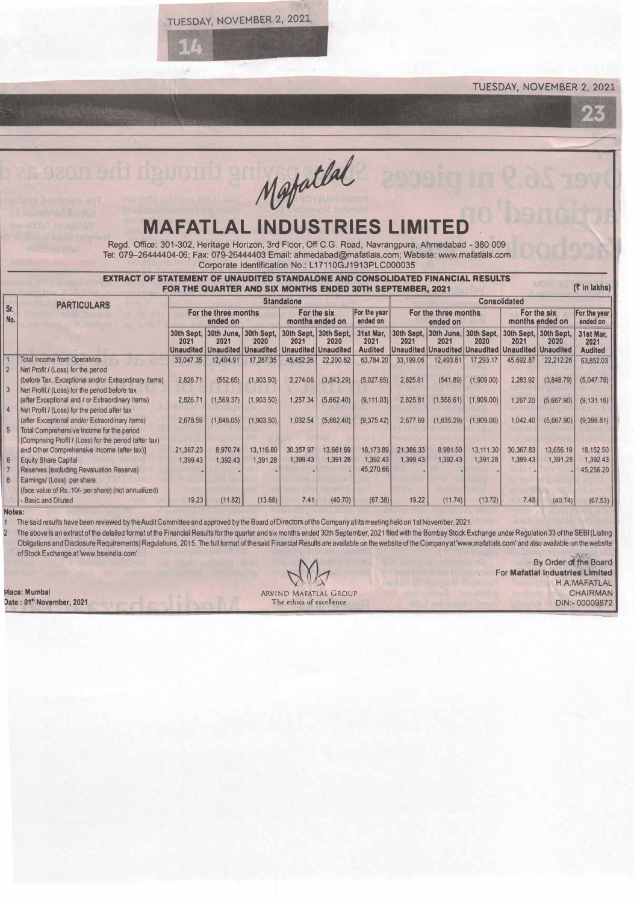# MAFATLAL INDUSTRIES LIMITED

Regd. Office: 301-302, Heritage Horizon, 3rd Floor, Off C.G. Road, Navrangpura, Ahmedabad - 380 009
Tel: 079–26444404-06; Fax: 079-26444403 Email: ahmedabad@mafatlals.com; Website: www.mafatlals.com
Corporate Identification No.: L17110GJ1913PLC000035

**EXTRACT OF STATEMENT OF UNAUDITED STANDALONE AND CONSOLIDATED FINANCIAL RESULTS FOR THE QUARTER AND SIX MONTHS ENDED 30TH SEPTEMBER, 2021**

(₹ in lakhs)

| Sr. No. | PARTICULARS | Standalone | | | | | | Consolidated | | | | | |
|---|---|---|---|---|---|---|---|---|---|---|---|---|---|
| | | For the three months ended on | | | For the six months ended on | | For the year ended on | For the three months ended on | | | For the six months ended on | | For the year ended on |
| | | 30th Sept, 2021 Unaudited | 30th June, 2021 Unaudited | 30th Sept, 2020 Unaudited | 30th Sept, 2021 Unaudited | 30th Sept, 2020 Unaudited | 31st Mar, 2021 Audited | 30th Sept, 2021 Unaudited | 30th June, 2021 Unaudited | 30th Sept, 2020 Unaudited | 30th Sept, 2021 Unaudited | 30th Sept, 2020 Unaudited | 31st Mar, 2021 Audited |
| 1 | Total Income from Operations | 33,047.35 | 12,404.91 | 17,287.35 | 45,452.26 | 22,200.62 | 63,784.20 | 33,199.06 | 12,493.81 | 17,293.17 | 45,692.87 | 22,212.26 | 63,852.03 |
| 2 | Net Profit / (Loss) for the period (before Tax, Exceptional and/or Extraordinary items) | 2,826.71 | (552.65) | (1,903.50) | 2,274.06 | (3,843.29) | (5,027.65) | 2,825.81 | (541.89) | (1,909.00) | 2,283.92 | (3,848.79) | (5,047.78) |
| 3 | Net Profit / (Loss) for the period before tax (after Exceptional and / or Extraordinary items) | 2,826.71 | (1,569.37) | (1,903.50) | 1,257.34 | (5,662.40) | (9,111.03) | 2,825.81 | (1,558.61) | (1,909.00) | 1,267.20 | (5,667.90) | (9,131.16) |
| 4 | Net Profit / (Loss) for the period after tax (after Exceptional and/or Extraordinary items) | 2,678.59 | (1,646.05) | (1,903.50) | 1,032.54 | (5,662.40) | (9,375.42) | 2,677.69 | (1,635.29) | (1,909.00) | 1,042.40 | (5,667.90) | (9,396.81) |
| 5 | Total Comprehensive Income for the period [Comprising Profit / (Loss) for the period (after tax) and Other Comprehensive Income (after tax)] | 21,387.23 | 8,970.74 | 13,116.80 | 30,357.97 | 13,661.69 | 18,173.89 | 21,386.33 | 8,981.50 | 13,111.30 | 30,367.83 | 13,656.19 | 18,152.50 |
| 6 | Equity Share Capital | 1,399.43 | 1,392.43 | 1,391.28 | 1,399.43 | 1,391.28 | 1,392.43 | 1,399.43 | 1,392.43 | 1,391.28 | 1,399.43 | 1,391.28 | 1,392.43 |
| 7 | Reserves (excluding Revaluation Reserve) | - | - | - | - | - | 45,270.66 | - | - | - | - | - | 45,256.20 |
| 8 | Earnings/ (Loss) per share (face value of Rs. 10/- per share) (not annualized) - Basic and Diluted | 19.23 | (11.82) | (13.68) | 7.41 | (40.70) | (67.38) | 19.22 | (11.74) | (13.72) | 7.48 | (40.74) | (67.53) |

**Notes:**

1. The said results have been reviewed by the Audit Committee and approved by the Board of Directors of the Company at its meeting held on 1st November, 2021.
2. The above is an extract of the detailed format of the Financial Results for the quarter and six months ended 30th September, 2021 filed with the Bombay Stock Exchange under Regulation 33 of the SEBI (Listing Obligations and Disclosure Requirements) Regulations, 2015. The full format of the said Financial Results are available on the website of the Company at 'www.mafatlals.com' and also available on the website of Stock Exchange at 'www.bseindia.com'.

Place: Mumbai
Date : 01st November, 2021

ARVIND MAFATLAL GROUP
The ethics of excellence

By Order of the Board
For **Mafatlal Industries Limited**
H.A.MAFATLAL
CHAIRMAN
DIN:- 00009872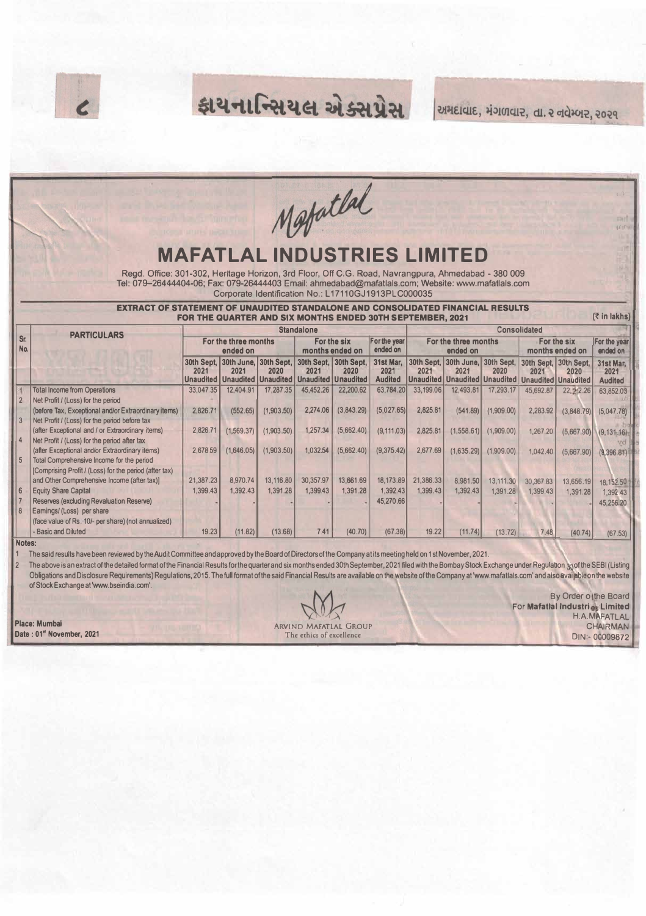Mafatlal

# MAFATLAL INDUSTRIES LIMITED

Regd. Office: 301-302, Heritage Horizon, 3rd Floor, Off C.G. Road, Navrangpura, Ahmedabad - 380 009
Tel: 079-26444404-06; Fax: 079-26444403 Email: ahmedabad@mafatlals.com; Website: www.mafatlals.com
Corporate Identification No.: L17110GJ1913PLC000035

## EXTRACT OF STATEMENT OF UNAUDITED STANDALONE AND CONSOLIDATED FINANCIAL RESULTS FOR THE QUARTER AND SIX MONTHS ENDED 30TH SEPTEMBER, 2021

(₹ in lakhs)

| Sr. No. | PARTICULARS | Standalone | | | | | | Consolidated | | | | | |
|---|---|---|---|---|---|---|---|---|---|---|---|---|---|
| | | For the three months ended on | | | For the six months ended on | | For the year ended on | For the three months ended on | | | For the six months ended on | | For the year ended on |
| | | 30th Sept, 2021 Unaudited | 30th June, 2021 Unaudited | 30th Sept, 2020 Unaudited | 30th Sept, 2021 Unaudited | 30th Sept, 2020 Unaudited | 31st Mar, 2021 Audited | 30th Sept, 2021 Unaudited | 30th June, 2021 Unaudited | 30th Sept, 2020 Unaudited | 30th Sept, 2021 Unaudited | 30th Sept, 2020 Unaudited | 31st Mar, 2021 Audited |
| 1 | Total Income from Operations | 33,047.35 | 12,404.91 | 17,287.35 | 45,452.26 | 22,200.62 | 63,784.20 | 33,199.06 | 12,493.81 | 17,293.17 | 45,692.87 | 22,212.26 | 63,852.03 |
| 2 | Net Profit / (Loss) for the period (before Tax, Exceptional and/or Extraordinary items) | 2,826.71 | (552.65) | (1,903.50) | 2,274.06 | (3,843.29) | (5,027.65) | 2,825.81 | (541.89) | (1,909.00) | 2,283.92 | (3,848.79) | (5,047.78) |
| 3 | Net Profit / (Loss) for the period before tax (after Exceptional and / or Extraordinary items) | 2,826.71 | (1,569.37) | (1,903.50) | 1,257.34 | (5,662.40) | (9,111.03) | 2,825.81 | (1,558.61) | (1,909.00) | 1,267.20 | (5,667.90) | (9,131.16) |
| 4 | Net Profit / (Loss) for the period after tax (after Exceptional and/or Extraordinary items) | 2,678.59 | (1,646.05) | (1,903.50) | 1,032.54 | (5,662.40) | (9,375.42) | 2,677.69 | (1,635.29) | (1,909.00) | 1,042.40 | (5,667.90) | (9,396.81) |
| 5 | Total Comprehensive Income for the period [Comprising Profit / (Loss) for the period (after tax) and Other Comprehensive Income (after tax)] | 21,387.23 | 8,970.74 | 13,116.80 | 30,357.97 | 13,661.69 | 18,173.89 | 21,386.33 | 8,981.50 | 13,111.30 | 30,367.83 | 13,656.19 | 18,152.50 |
| 6 | Equity Share Capital | 1,399.43 | 1,392.43 | 1,391.28 | 1,399.43 | 1,391.28 | 1,392.43 | 1,399.43 | 1,392.43 | 1,391.28 | 1,399.43 | 1,391.28 | 1,392.43 |
| 7 | Reserves (excluding Revaluation Reserve) | - | - | - | - | - | 45,270.66 | - | - | - | - | - | 45,256.20 |
| 8 | Earnings/ (Loss) per share (face value of Rs. 10/- per share) (not annualized) - Basic and Diluted | 19.23 | (11.82) | (13.68) | 7.41 | (40.70) | (67.38) | 19.22 | (11.74) | (13.72) | 7.48 | (40.74) | (67.53) |

**Notes:**

1. The said results have been reviewed by the Audit Committee and approved by the Board of Directors of the Company at its meeting held on 1st November, 2021.
2. The above is an extract of the detailed format of the Financial Results for the quarter and six months ended 30th September, 2021 filed with the Bombay Stock Exchange under Regulation 33 of the SEBI (Listing Obligations and Disclosure Requirements) Regulations, 2015. The full format of the said Financial Results are available on the website of the Company at 'www.mafatlals.com' and also available on the website of Stock Exchange at 'www.bseindia.com'.

Place: Mumbai
Date : 01st November, 2021

ARVIND MAFATLAL GROUP
The ethics of excellence

By Order of the Board
For Mafatlal Industries Limited
H.A.MAFATLAL
CHAIRMAN
DIN:- 00009872